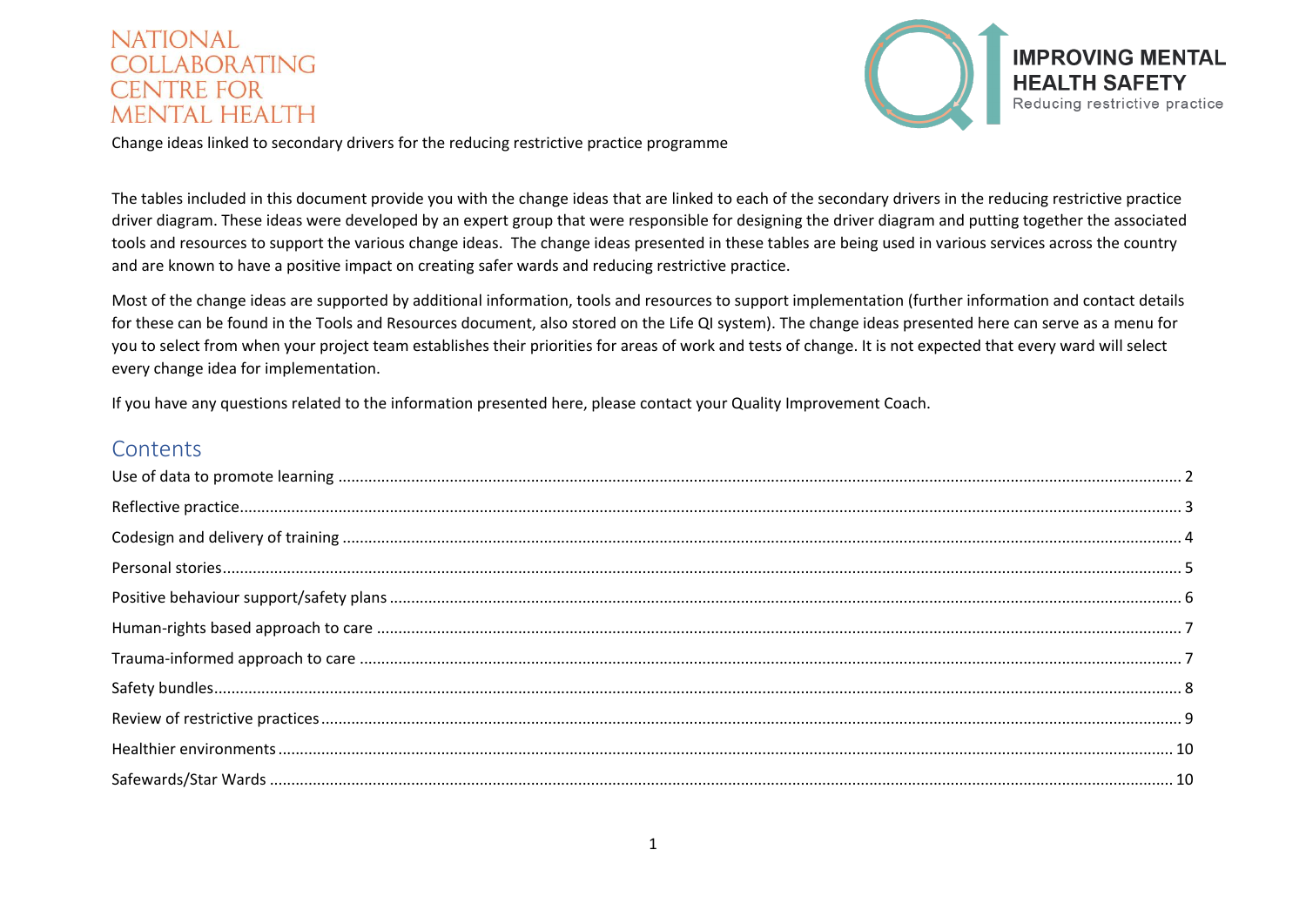NATIONAL COLLABORATING CENTRE FOR MENTAL HEALTH

IMPROVING MENTAL HEALTH SAFETY
Reducing restrictive practice

Change ideas linked to secondary drivers for the reducing restrictive practice programme

The tables included in this document provide you with the change ideas that are linked to each of the secondary drivers in the reducing restrictive practice driver diagram. These ideas were developed by an expert group that were responsible for designing the driver diagram and putting together the associated tools and resources to support the various change ideas. The change ideas presented in these tables are being used in various services across the country and are known to have a positive impact on creating safer wards and reducing restrictive practice.

Most of the change ideas are supported by additional information, tools and resources to support implementation (further information and contact details for these can be found in the Tools and Resources document, also stored on the Life QI system). The change ideas presented here can serve as a menu for you to select from when your project team establishes their priorities for areas of work and tests of change. It is not expected that every ward will select every change idea for implementation.

If you have any questions related to the information presented here, please contact your Quality Improvement Coach.

## Contents

- Use of data to promote learning ..... 2
- Reflective practice ..... 3
- Codesign and delivery of training ..... 4
- Personal stories ..... 5
- Positive behaviour support/safety plans ..... 6
- Human-rights based approach to care ..... 7
- Trauma-informed approach to care ..... 7
- Safety bundles ..... 8
- Review of restrictive practices ..... 9
- Healthier environments ..... 10
- Safewards/Star Wards ..... 10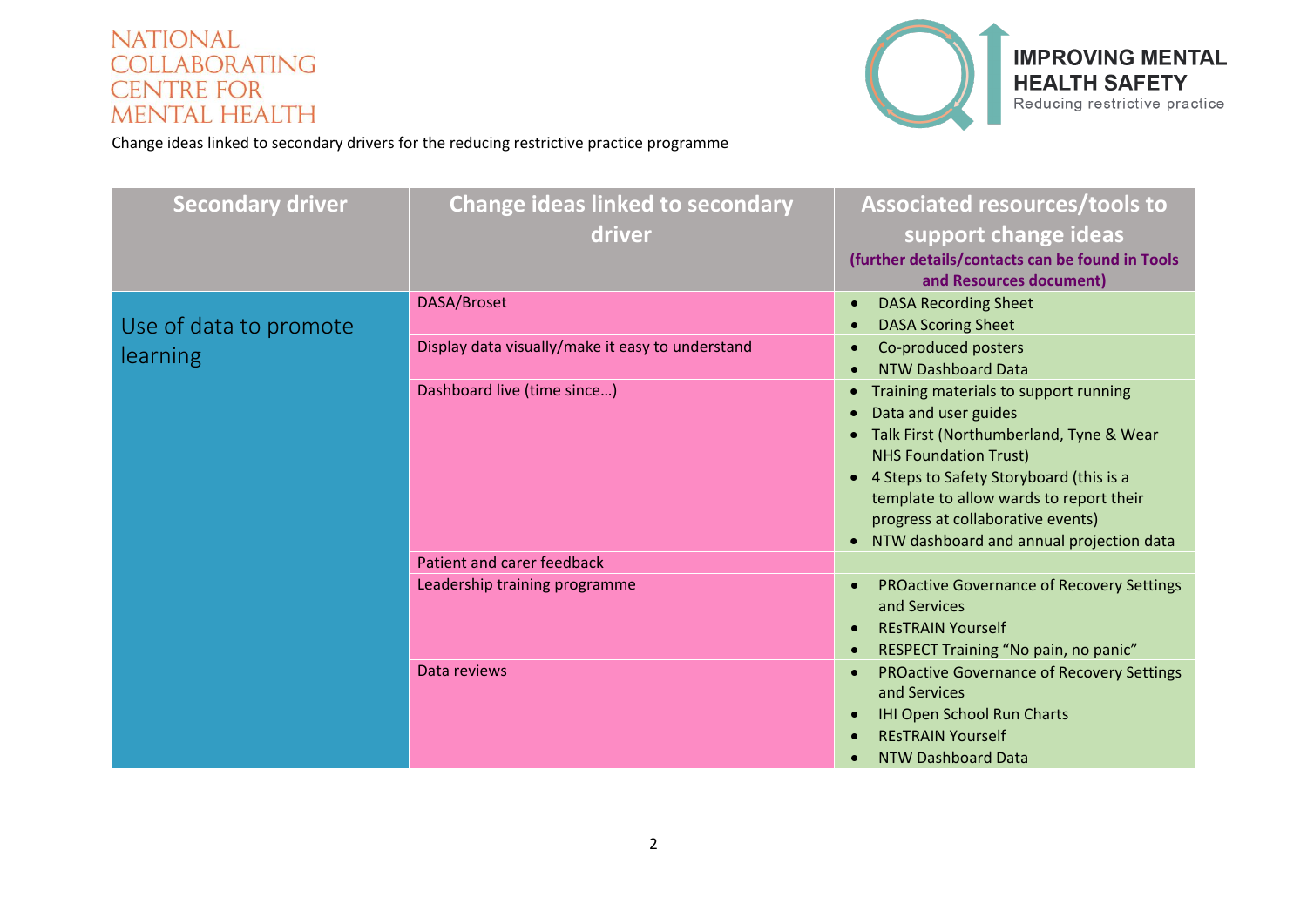NATIONAL COLLABORATING CENTRE FOR MENTAL HEALTH

IMPROVING MENTAL HEALTH SAFETY
Reducing restrictive practice

Change ideas linked to secondary drivers for the reducing restrictive practice programme

| Secondary driver | Change ideas linked to secondary driver | Associated resources/tools to support change ideas (further details/contacts can be found in Tools and Resources document) |
|---|---|---|
| Use of data to promote learning | DASA/Broset | • DASA Recording Sheet<br>• DASA Scoring Sheet |
| | Display data visually/make it easy to understand | • Co-produced posters<br>• NTW Dashboard Data |
| | Dashboard live (time since…) | • Training materials to support running<br>• Data and user guides<br>• Talk First (Northumberland, Tyne & Wear NHS Foundation Trust)<br>• 4 Steps to Safety Storyboard (this is a template to allow wards to report their progress at collaborative events)<br>• NTW dashboard and annual projection data |
| | Patient and carer feedback | |
| | Leadership training programme | • PROactive Governance of Recovery Settings and Services<br>• REsTRAIN Yourself<br>• RESPECT Training "No pain, no panic" |
| | Data reviews | • PROactive Governance of Recovery Settings and Services<br>• IHI Open School Run Charts<br>• REsTRAIN Yourself<br>• NTW Dashboard Data |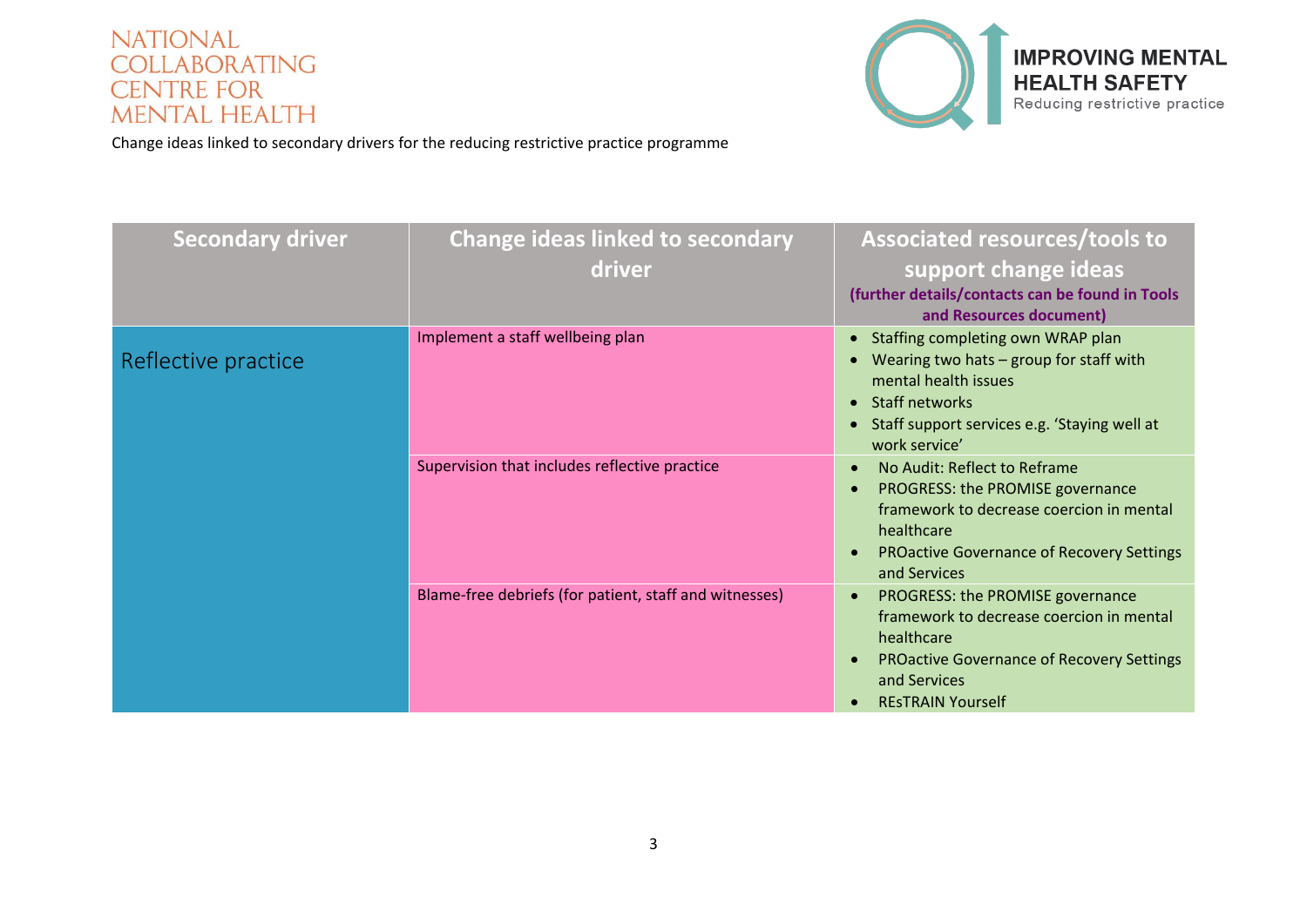Change ideas linked to secondary drivers for the reducing restrictive practice programme

| Secondary driver | Change ideas linked to secondary driver | Associated resources/tools to support change ideas (further details/contacts can be found in Tools and Resources document) |
|---|---|---|
| Reflective practice | Implement a staff wellbeing plan | • Staffing completing own WRAP plan<br>• Wearing two hats – group for staff with mental health issues<br>• Staff networks<br>• Staff support services e.g. 'Staying well at work service' |
| | Supervision that includes reflective practice | • No Audit: Reflect to Reframe<br>• PROGRESS: the PROMISE governance framework to decrease coercion in mental healthcare<br>• PROactive Governance of Recovery Settings and Services |
| | Blame-free debriefs (for patient, staff and witnesses) | • PROGRESS: the PROMISE governance framework to decrease coercion in mental healthcare<br>• PROactive Governance of Recovery Settings and Services<br>• REsTRAIN Yourself |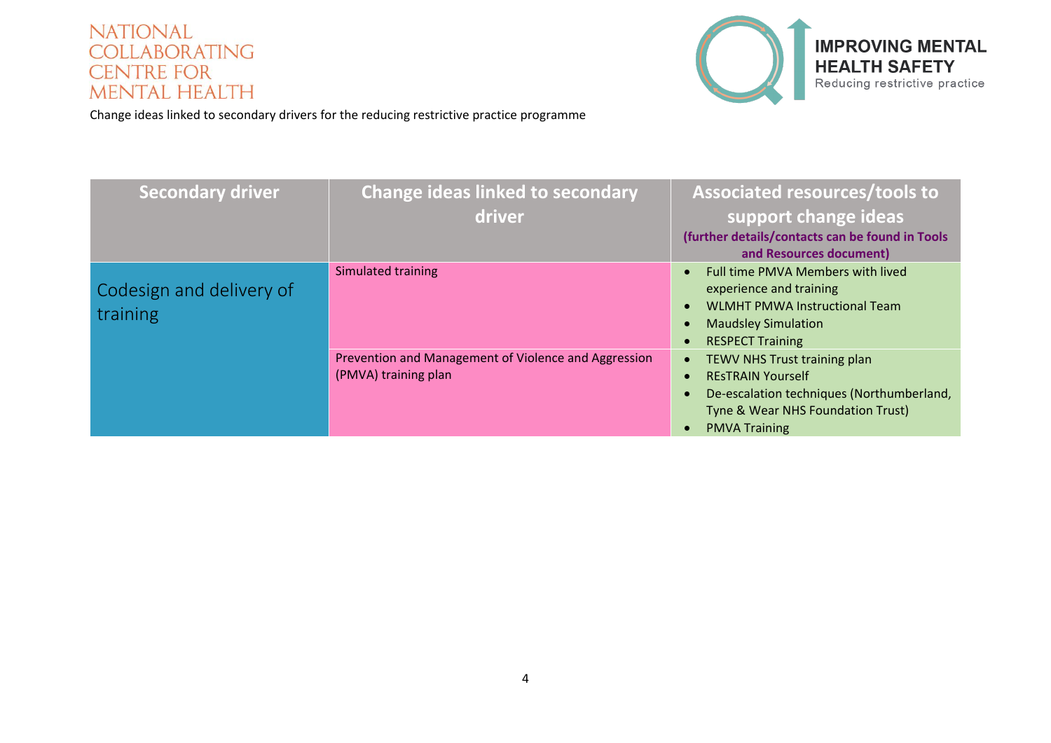Change ideas linked to secondary drivers for the reducing restrictive practice programme

| Secondary driver | Change ideas linked to secondary driver | Associated resources/tools to support change ideas (further details/contacts can be found in Tools and Resources document) |
|---|---|---|
| Codesign and delivery of training | Simulated training | • Full time PMVA Members with lived experience and training<br>• WLMHT PMWA Instructional Team<br>• Maudsley Simulation<br>• RESPECT Training |
| | Prevention and Management of Violence and Aggression (PMVA) training plan | • TEWV NHS Trust training plan<br>• REsTRAIN Yourself<br>• De-escalation techniques (Northumberland, Tyne & Wear NHS Foundation Trust)<br>• PMVA Training |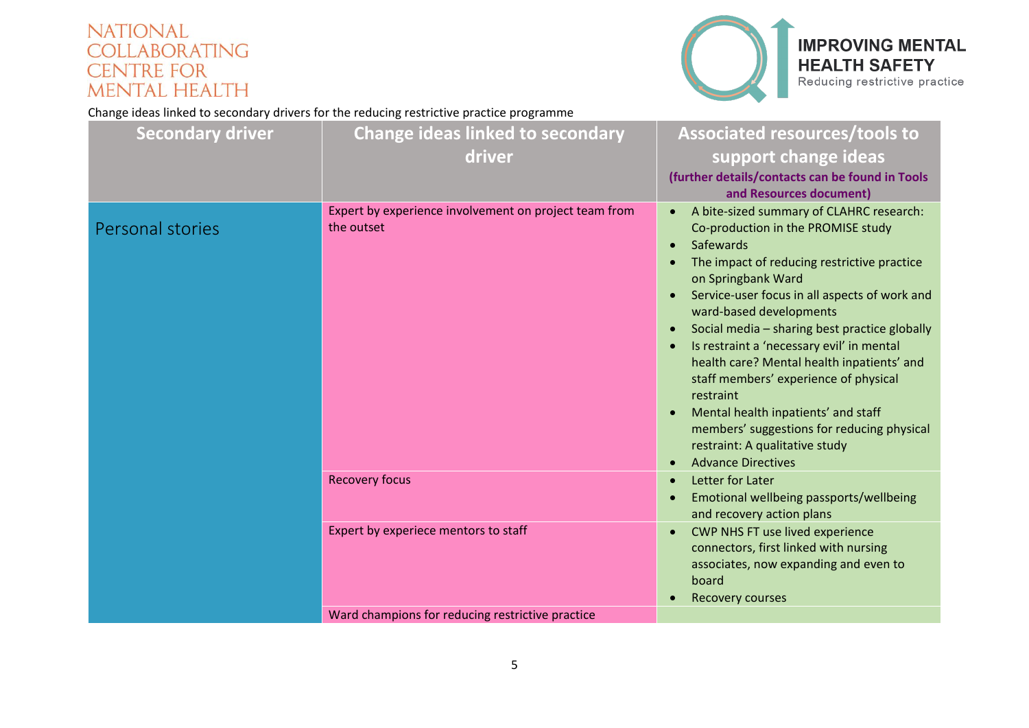Change ideas linked to secondary drivers for the reducing restrictive practice programme

| Secondary driver | Change ideas linked to secondary driver | Associated resources/tools to support change ideas (further details/contacts can be found in Tools and Resources document) |
|---|---|---|
| Personal stories | Expert by experience involvement on project team from the outset | • A bite-sized summary of CLAHRC research: Co-production in the PROMISE study<br>• Safewards<br>• The impact of reducing restrictive practice on Springbank Ward<br>• Service-user focus in all aspects of work and ward-based developments<br>• Social media – sharing best practice globally<br>• Is restraint a 'necessary evil' in mental health care? Mental health inpatients' and staff members' experience of physical restraint<br>• Mental health inpatients' and staff members' suggestions for reducing physical restraint: A qualitative study<br>• Advance Directives |
| | Recovery focus | • Letter for Later<br>• Emotional wellbeing passports/wellbeing and recovery action plans |
| | Expert by experiece mentors to staff | • CWP NHS FT use lived experience connectors, first linked with nursing associates, now expanding and even to board<br>• Recovery courses |
| | Ward champions for reducing restrictive practice | |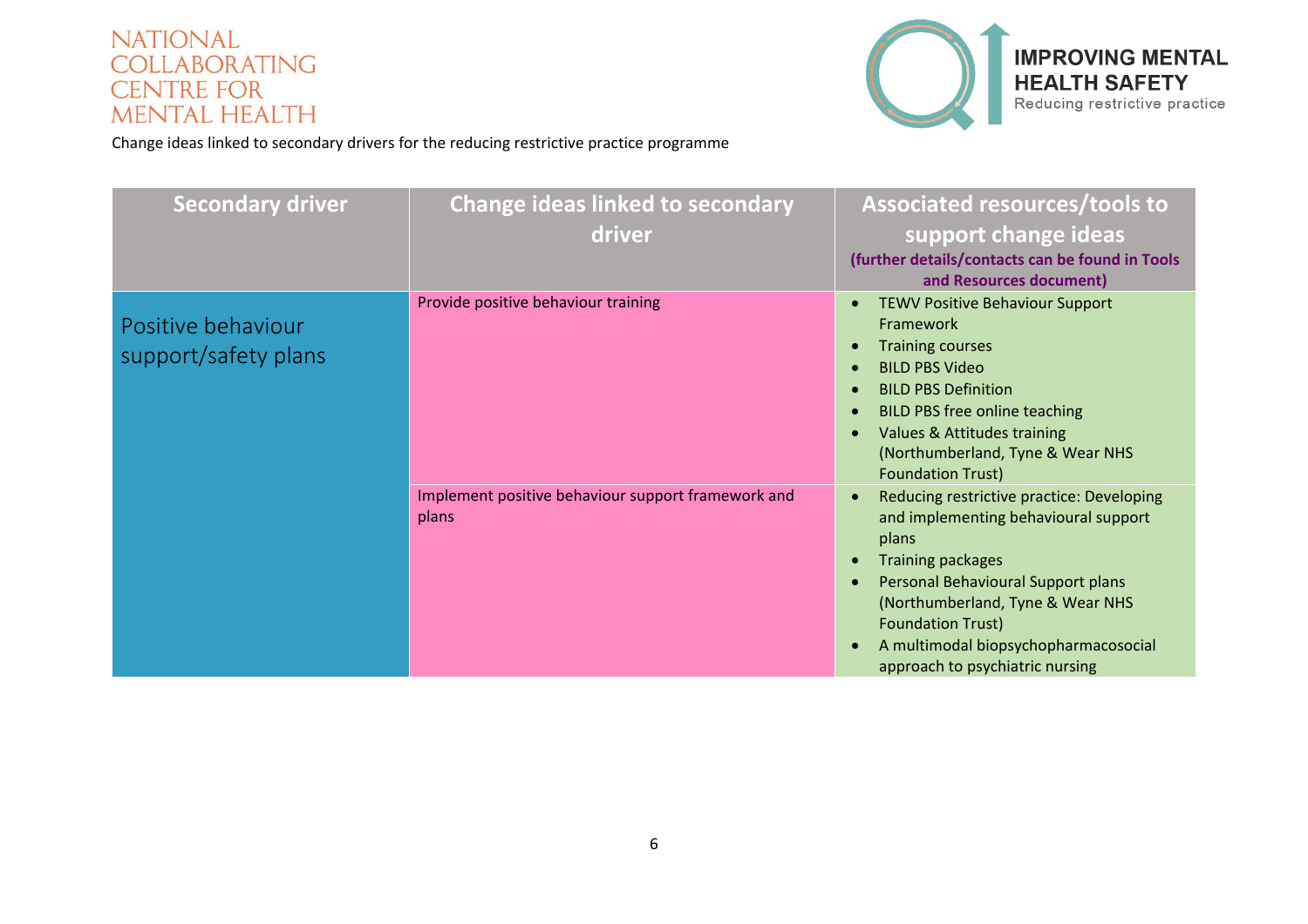Change ideas linked to secondary drivers for the reducing restrictive practice programme

| Secondary driver | Change ideas linked to secondary driver | Associated resources/tools to support change ideas (further details/contacts can be found in Tools and Resources document) |
|---|---|---|
| Positive behaviour support/safety plans | Provide positive behaviour training | • TEWV Positive Behaviour Support Framework<br>• Training courses<br>• BILD PBS Video<br>• BILD PBS Definition<br>• BILD PBS free online teaching<br>• Values & Attitudes training (Northumberland, Tyne & Wear NHS Foundation Trust) |
| | Implement positive behaviour support framework and plans | • Reducing restrictive practice: Developing and implementing behavioural support plans<br>• Training packages<br>• Personal Behavioural Support plans (Northumberland, Tyne & Wear NHS Foundation Trust)<br>• A multimodal biopsychopharmacosocial approach to psychiatric nursing |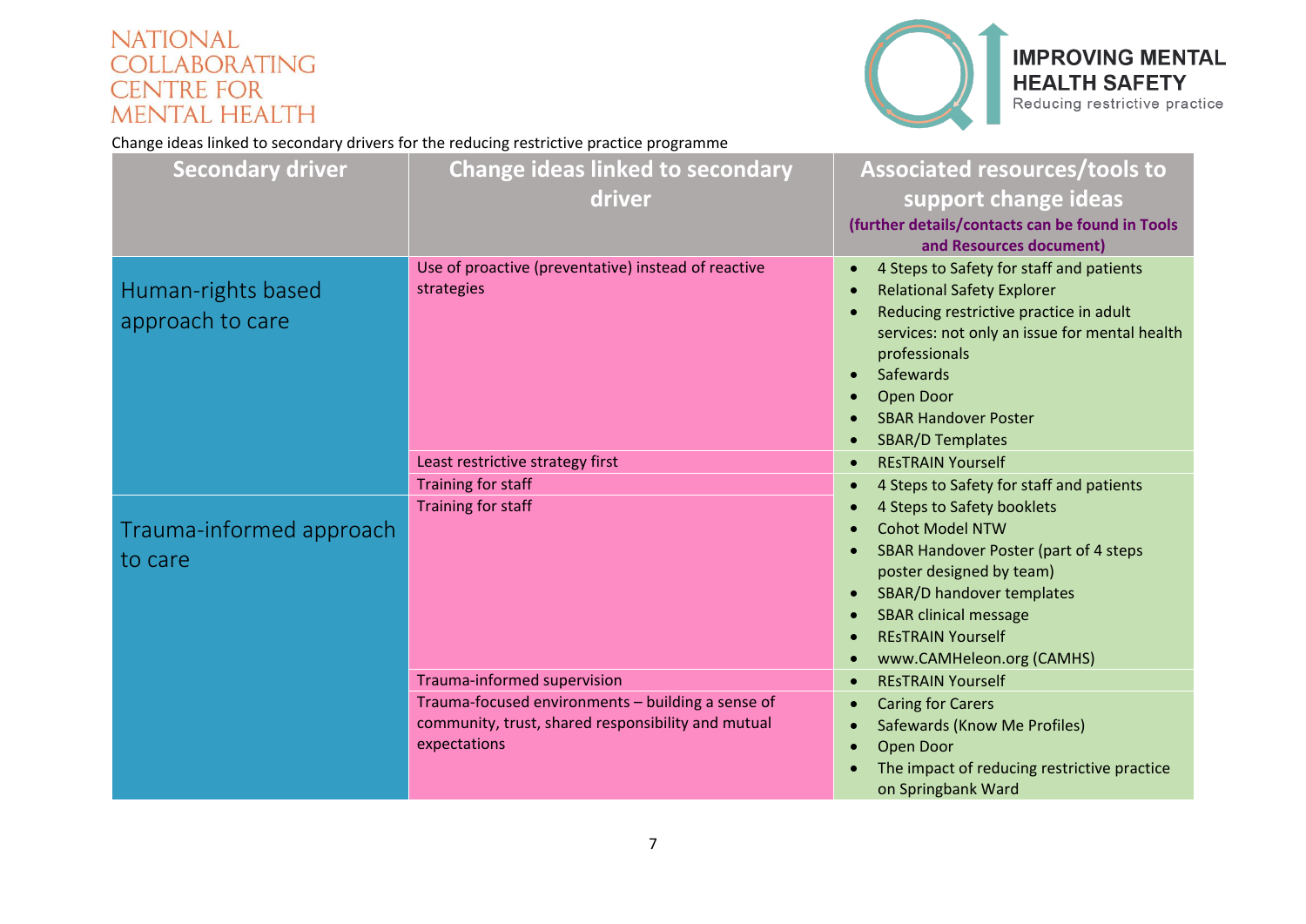NATIONAL COLLABORATING CENTRE FOR MENTAL HEALTH

IMPROVING MENTAL HEALTH SAFETY
Reducing restrictive practice

Change ideas linked to secondary drivers for the reducing restrictive practice programme

| Secondary driver | Change ideas linked to secondary driver | Associated resources/tools to support change ideas (further details/contacts can be found in Tools and Resources document) |
|---|---|---|
| Human-rights based approach to care | Use of proactive (preventative) instead of reactive strategies | • 4 Steps to Safety for staff and patients<br>• Relational Safety Explorer<br>• Reducing restrictive practice in adult services: not only an issue for mental health professionals<br>• Safewards<br>• Open Door<br>• SBAR Handover Poster<br>• SBAR/D Templates |
| | Least restrictive strategy first | • REsTRAIN Yourself |
| | Training for staff | • 4 Steps to Safety for staff and patients<br>• 4 Steps to Safety booklets<br>• Cohot Model NTW<br>• SBAR Handover Poster (part of 4 steps poster designed by team)<br>• SBAR/D handover templates<br>• SBAR clinical message<br>• REsTRAIN Yourself<br>• www.CAMHeleon.org (CAMHS) |
| Trauma-informed approach to care | Training for staff | |
| | Trauma-informed supervision | • REsTRAIN Yourself |
| | Trauma-focused environments – building a sense of community, trust, shared responsibility and mutual expectations | • Caring for Carers<br>• Safewards (Know Me Profiles)<br>• Open Door<br>• The impact of reducing restrictive practice on Springbank Ward |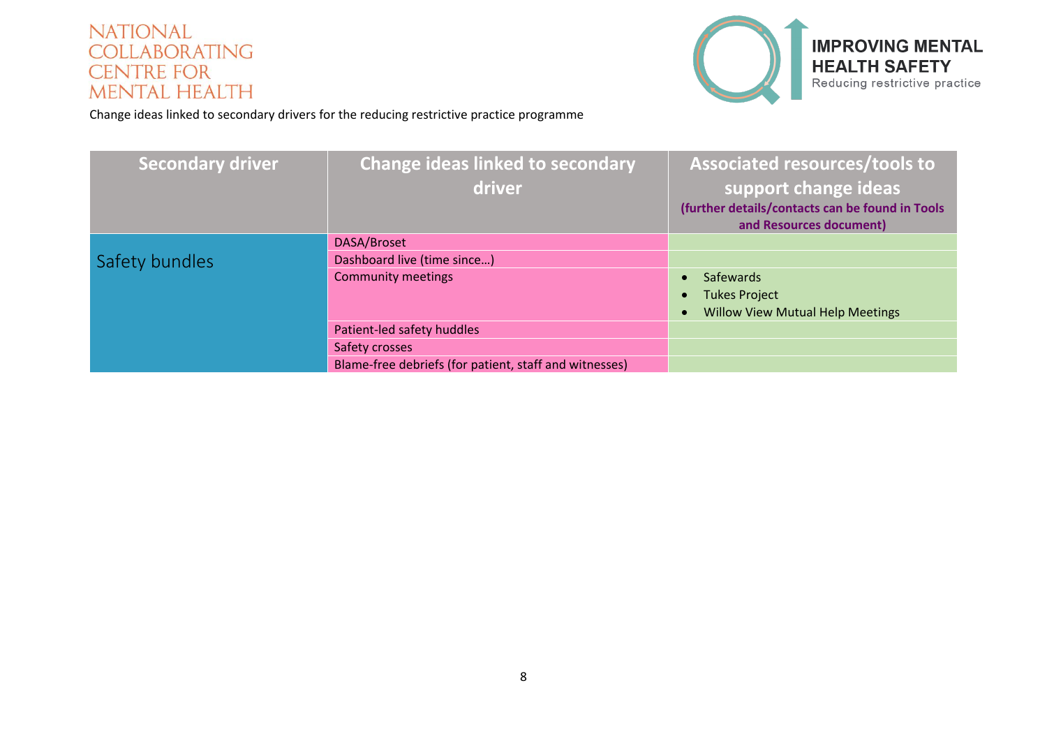NATIONAL COLLABORATING CENTRE FOR MENTAL HEALTH

IMPROVING MENTAL HEALTH SAFETY
Reducing restrictive practice

Change ideas linked to secondary drivers for the reducing restrictive practice programme

| Secondary driver | Change ideas linked to secondary driver | Associated resources/tools to support change ideas **(further details/contacts can be found in Tools and Resources document)** |
|---|---|---|
| Safety bundles | DASA/Broset | |
| | Dashboard live (time since…) | |
| | Community meetings | • Safewards<br>• Tukes Project<br>• Willow View Mutual Help Meetings |
| | Patient-led safety huddles | |
| | Safety crosses | |
| | Blame-free debriefs (for patient, staff and witnesses) | |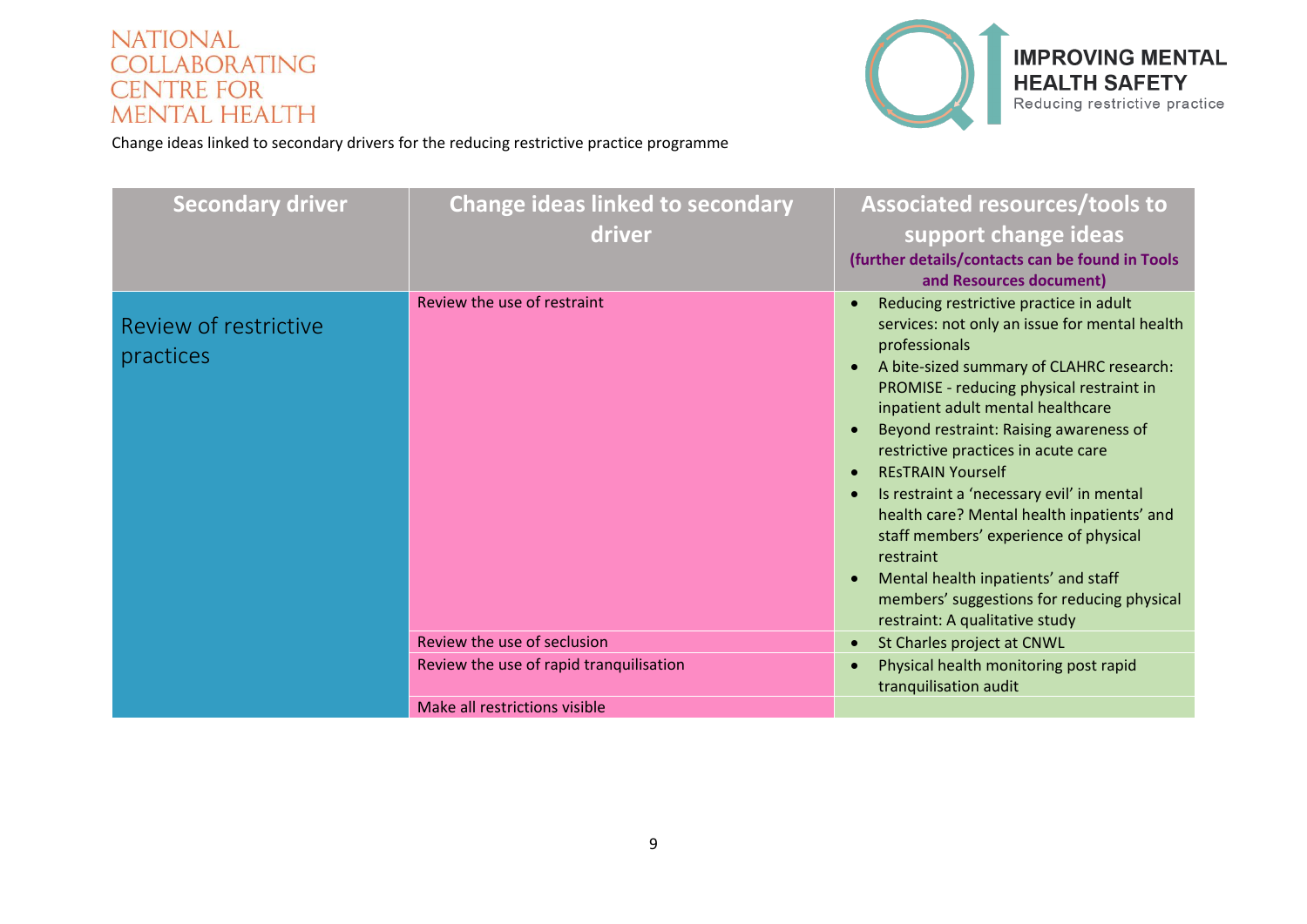Change ideas linked to secondary drivers for the reducing restrictive practice programme

| Secondary driver | Change ideas linked to secondary driver | Associated resources/tools to support change ideas (further details/contacts can be found in Tools and Resources document) |
|---|---|---|
| Review of restrictive practices | Review the use of restraint | • Reducing restrictive practice in adult services: not only an issue for mental health professionals<br>• A bite-sized summary of CLAHRC research: PROMISE - reducing physical restraint in inpatient adult mental healthcare<br>• Beyond restraint: Raising awareness of restrictive practices in acute care<br>• REsTRAIN Yourself<br>• Is restraint a 'necessary evil' in mental health care? Mental health inpatients' and staff members' experience of physical restraint<br>• Mental health inpatients' and staff members' suggestions for reducing physical restraint: A qualitative study |
| | Review the use of seclusion | • St Charles project at CNWL |
| | Review the use of rapid tranquilisation | • Physical health monitoring post rapid tranquilisation audit |
| | Make all restrictions visible | |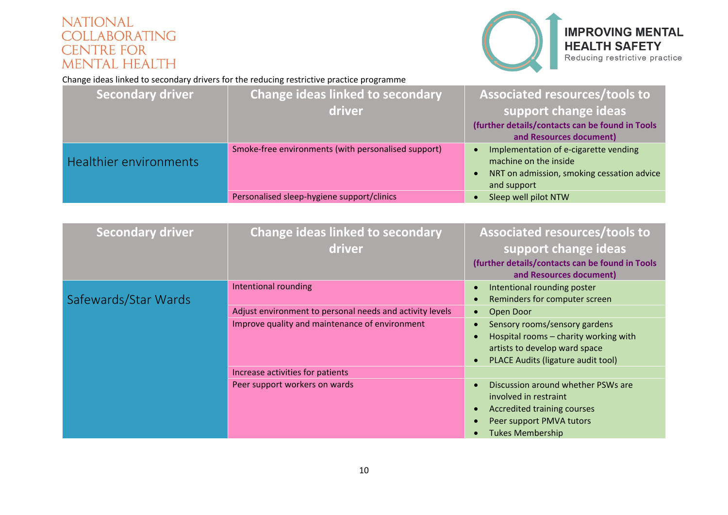Change ideas linked to secondary drivers for the reducing restrictive practice programme

| Secondary driver | Change ideas linked to secondary driver | Associated resources/tools to support change ideas **(further details/contacts can be found in Tools and Resources document)** |
|---|---|---|
| Healthier environments | Smoke-free environments (with personalised support) | • Implementation of e-cigarette vending machine on the inside<br>• NRT on admission, smoking cessation advice and support |
| | Personalised sleep-hygiene support/clinics | • Sleep well pilot NTW |

| Secondary driver | Change ideas linked to secondary driver | Associated resources/tools to support change ideas **(further details/contacts can be found in Tools and Resources document)** |
|---|---|---|
| Safewards/Star Wards | Intentional rounding | • Intentional rounding poster<br>• Reminders for computer screen |
| | Adjust environment to personal needs and activity levels | • Open Door |
| | Improve quality and maintenance of environment | • Sensory rooms/sensory gardens<br>• Hospital rooms – charity working with artists to develop ward space<br>• PLACE Audits (ligature audit tool) |
| | Increase activities for patients | |
| | Peer support workers on wards | • Discussion around whether PSWs are involved in restraint<br>• Accredited training courses<br>• Peer support PMVA tutors<br>• Tukes Membership |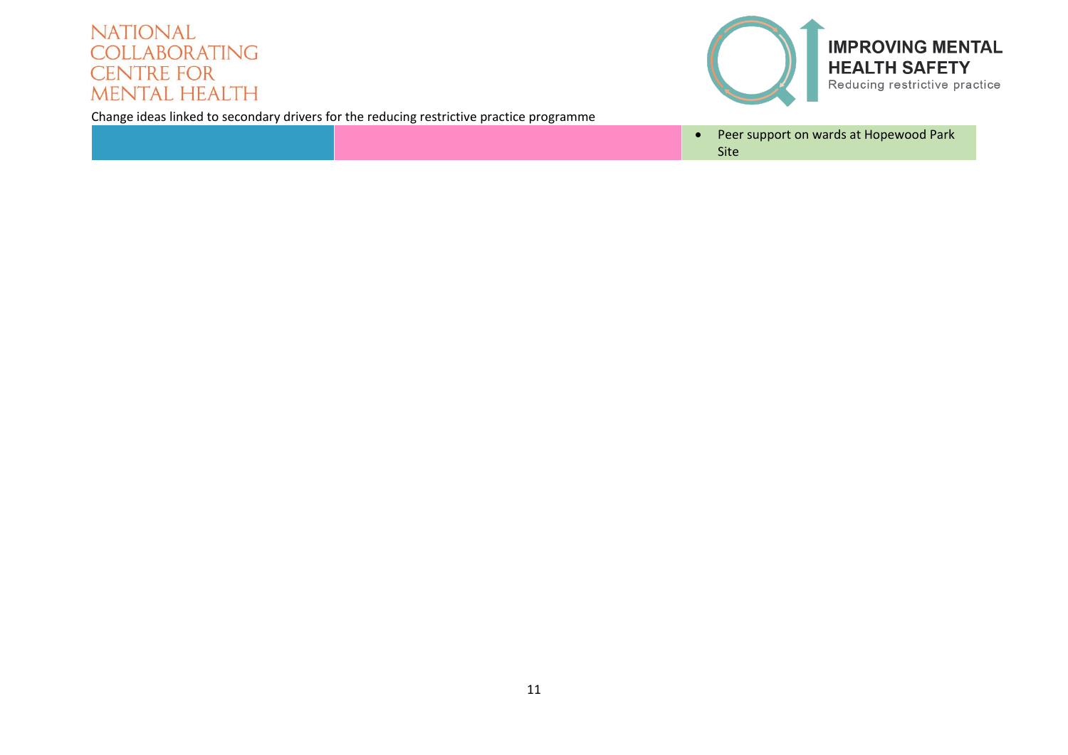Change ideas linked to secondary drivers for the reducing restrictive practice programme

| | | |
|---|---|---|
| | | • Peer support on wards at Hopewood Park Site |